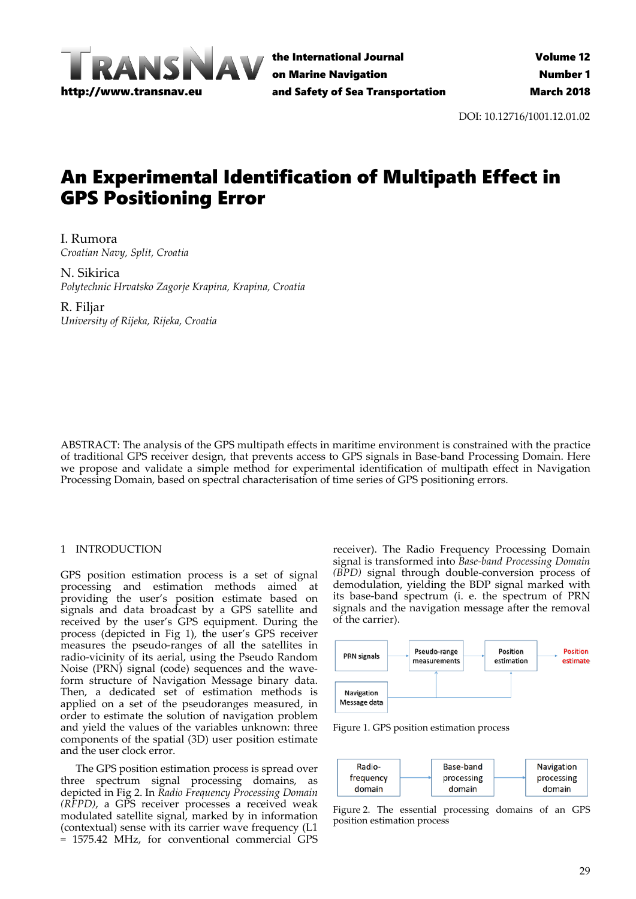# An Experimental Identification of Multipath Effect in GPS Positioning Error

I. Rumora
*Croatian Navy, Split, Croatia*

N. Sikirica
*Polytechnic Hrvatsko Zagorje Krapina, Krapina, Croatia*

R. Filjar
*University of Rijeka, Rijeka, Croatia*

ABSTRACT: The analysis of the GPS multipath effects in maritime environment is constrained with the practice of traditional GPS receiver design, that prevents access to GPS signals in Base-band Processing Domain. Here we propose and validate a simple method for experimental identification of multipath effect in Navigation Processing Domain, based on spectral characterisation of time series of GPS positioning errors.

## 1 INTRODUCTION

GPS position estimation process is a set of signal processing and estimation methods aimed at providing the user's position estimate based on signals and data broadcast by a GPS satellite and received by the user's GPS equipment. During the process (depicted in Fig 1), the user's GPS receiver measures the pseudo-ranges of all the satellites in radio-vicinity of its aerial, using the Pseudo Random Noise (PRN) signal (code) sequences and the wave-form structure of Navigation Message binary data. Then, a dedicated set of estimation methods is applied on a set of the pseudoranges measured, in order to estimate the solution of navigation problem and yield the values of the variables unknown: three components of the spatial (3D) user position estimate and the user clock error.

The GPS position estimation process is spread over three spectrum signal processing domains, as depicted in Fig 2. In *Radio Frequency Processing Domain (RFPD)*, a GPS receiver processes a received weak modulated satellite signal, marked by in information (contextual) sense with its carrier wave frequency (L1 = 1575.42 MHz, for conventional commercial GPS receiver). The Radio Frequency Processing Domain signal is transformed into *Base-band Processing Domain (BPD)* signal through double-conversion process of demodulation, yielding the BDP signal marked with its base-band spectrum (i. e. the spectrum of PRN signals and the navigation message after the removal of the carrier).

PRN signals → Pseudo-range measurements → Position estimation → Position estimate
Navigation Message data → Pseudo-range measurements, Position estimation

Figure 1. GPS position estimation process

Radio-frequency domain → Base-band processing domain → Navigation processing domain

Figure 2. The essential processing domains of an GPS position estimation process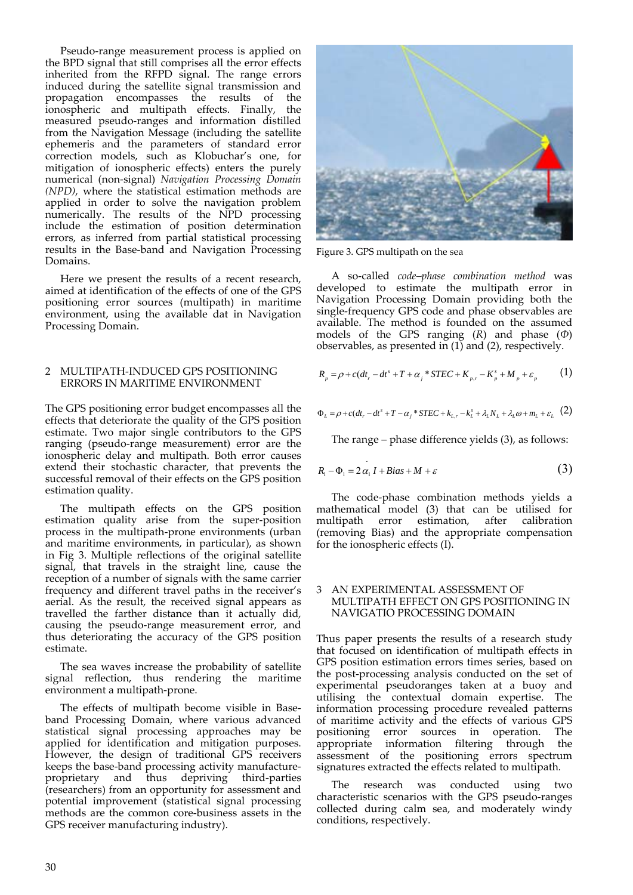Pseudo-range measurement process is applied on the BPD signal that still comprises all the error effects inherited from the RFPD signal. The range errors induced during the satellite signal transmission and propagation encompasses the results of the ionospheric and multipath effects. Finally, the measured pseudo-ranges and information distilled from the Navigation Message (including the satellite ephemeris and the parameters of standard error correction models, such as Klobuchar's one, for mitigation of ionospheric effects) enters the purely numerical (non-signal) *Navigation Processing Domain (NPD)*, where the statistical estimation methods are applied in order to solve the navigation problem numerically. The results of the NPD processing include the estimation of position determination errors, as inferred from partial statistical processing results in the Base-band and Navigation Processing Domains.

Here we present the results of a recent research, aimed at identification of the effects of one of the GPS positioning error sources (multipath) in maritime environment, using the available dat in Navigation Processing Domain.

## 2 MULTIPATH-INDUCED GPS POSITIONING ERRORS IN MARITIME ENVIRONMENT

The GPS positioning error budget encompasses all the effects that deteriorate the quality of the GPS position estimate. Two major single contributors to the GPS ranging (pseudo-range measurement) error are the ionospheric delay and multipath. Both error causes extend their stochastic character, that prevents the successful removal of their effects on the GPS position estimation quality.

The multipath effects on the GPS position estimation quality arise from the super-position process in the multipath-prone environments (urban and maritime environments, in particular), as shown in Fig 3. Multiple reflections of the original satellite signal, that travels in the straight line, cause the reception of a number of signals with the same carrier frequency and different travel paths in the receiver's aerial. As the result, the received signal appears as travelled the farther distance than it actually did, causing the pseudo-range measurement error, and thus deteriorating the accuracy of the GPS position estimate.

The sea waves increase the probability of satellite signal reflection, thus rendering the maritime environment a multipath-prone.

The effects of multipath become visible in Base-band Processing Domain, where various advanced statistical signal processing approaches may be applied for identification and mitigation purposes. However, the design of traditional GPS receivers keeps the base-band processing activity manufacture-proprietary and thus depriving third-parties (researchers) from an opportunity for assessment and potential improvement (statistical signal processing methods are the common core-business assets in the GPS receiver manufacturing industry).

Figure 3. GPS multipath on the sea

A so-called *code–phase combination method* was developed to estimate the multipath error in Navigation Processing Domain providing both the single-frequency GPS code and phase observables are available. The method is founded on the assumed models of the GPS ranging ($R$) and phase ($\Phi$) observables, as presented in (1) and (2), respectively.

$$R_p = \rho + c(dt_r - dt^s + T + \alpha_j * STEC + K_{p,r} - K_p^s + M_p + \varepsilon_p \tag{1}$$

$$\Phi_L = \rho + c(dt_r - dt^s + T - \alpha_j * STEC + k_{L,r} - k_L^s + \lambda_L N_L + \lambda_L \omega + m_L + \varepsilon_L \tag{2}$$

The range – phase difference yields (3), as follows:

$$R_1 - \Phi_1 = 2\alpha_1 I + Bias + M + \varepsilon \tag{3}$$

The code-phase combination methods yields a mathematical model (3) that can be utilised for multipath error estimation, after calibration (removing Bias) and the appropriate compensation for the ionospheric effects (I).

## 3 AN EXPERIMENTAL ASSESSMENT OF MULTIPATH EFFECT ON GPS POSITIONING IN NAVIGATIO PROCESSING DOMAIN

Thus paper presents the results of a research study that focused on identification of multipath effects in GPS position estimation errors times series, based on the post-processing analysis conducted on the set of experimental pseudoranges taken at a buoy and utilising the contextual domain expertise. The information processing procedure revealed patterns of maritime activity and the effects of various GPS positioning error sources in operation. The appropriate information filtering through the assessment of the positioning errors spectrum signatures extracted the effects related to multipath.

The research was conducted using two characteristic scenarios with the GPS pseudo-ranges collected during calm sea, and moderately windy conditions, respectively.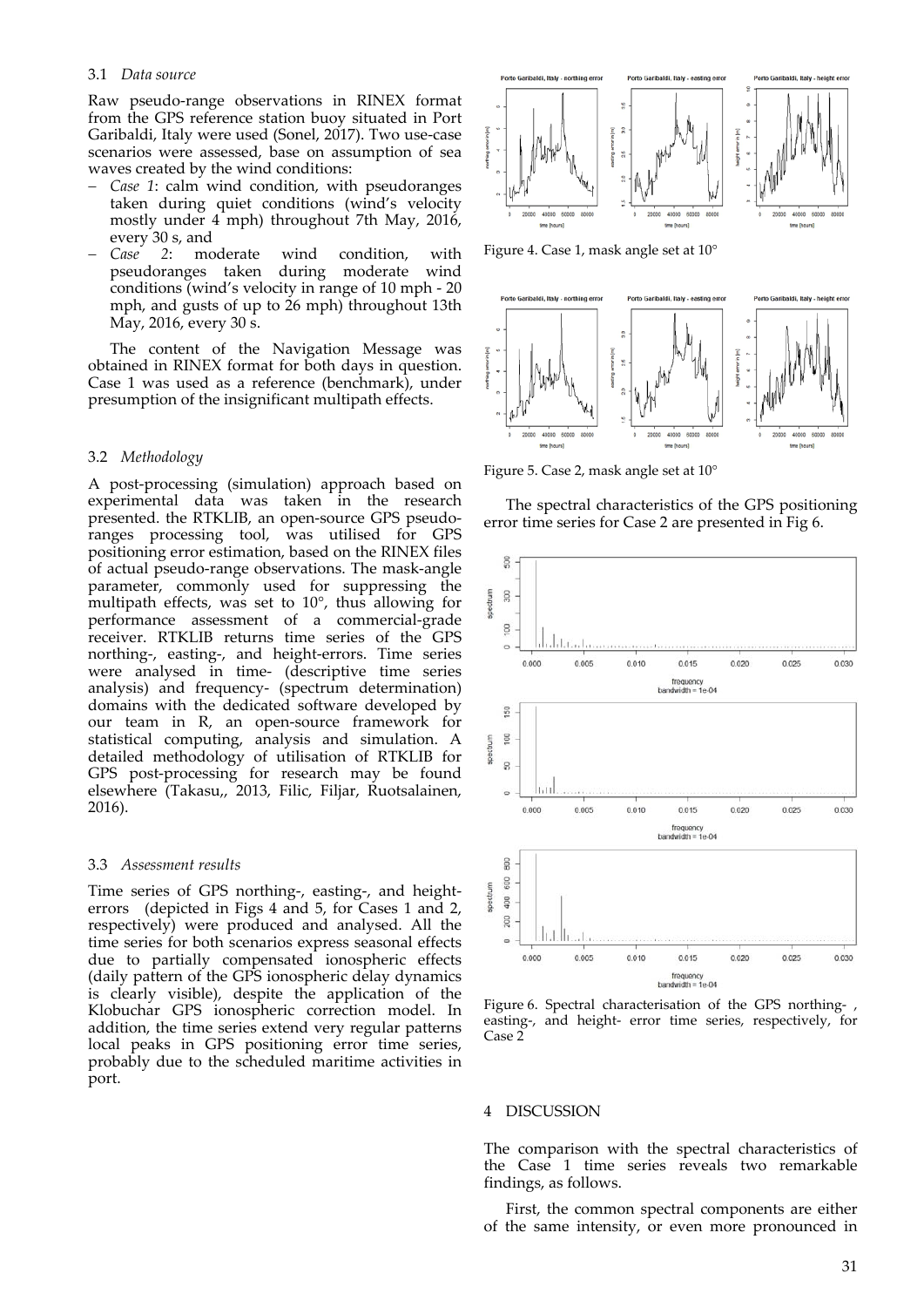### 3.1 *Data source*

Raw pseudo-range observations in RINEX format from the GPS reference station buoy situated in Port Garibaldi, Italy were used (Sonel, 2017). Two use-case scenarios were assessed, base on assumption of sea waves created by the wind conditions:

- *Case 1*: calm wind condition, with pseudoranges taken during quiet conditions (wind's velocity mostly under 4 mph) throughout 7th May, 2016, every 30 s, and
- *Case 2*: moderate wind condition, with pseudoranges taken during moderate wind conditions (wind's velocity in range of 10 mph - 20 mph, and gusts of up to 26 mph) throughout 13th May, 2016, every 30 s.

The content of the Navigation Message was obtained in RINEX format for both days in question. Case 1 was used as a reference (benchmark), under presumption of the insignificant multipath effects.

### 3.2 *Methodology*

A post-processing (simulation) approach based on experimental data was taken in the research presented. the RTKLIB, an open-source GPS pseudo-ranges processing tool, was utilised for GPS positioning error estimation, based on the RINEX files of actual pseudo-range observations. The mask-angle parameter, commonly used for suppressing the multipath effects, was set to 10°, thus allowing for performance assessment of a commercial-grade receiver. RTKLIB returns time series of the GPS northing-, easting-, and height-errors. Time series were analysed in time- (descriptive time series analysis) and frequency- (spectrum determination) domains with the dedicated software developed by our team in R, an open-source framework for statistical computing, analysis and simulation. A detailed methodology of utilisation of RTKLIB for GPS post-processing for research may be found elsewhere (Takasu,, 2013, Filic, Filjar, Ruotsalainen, 2016).

### 3.3 *Assessment results*

Time series of GPS northing-, easting-, and height-errors (depicted in Figs 4 and 5, for Cases 1 and 2, respectively) were produced and analysed. All the time series for both scenarios express seasonal effects due to partially compensated ionospheric effects (daily pattern of the GPS ionospheric delay dynamics is clearly visible), despite the application of the Klobuchar GPS ionospheric correction model. In addition, the time series extend very regular patterns local peaks in GPS positioning error time series, probably due to the scheduled maritime activities in port.

Figure 4. Case 1, mask angle set at 10°

Figure 5. Case 2, mask angle set at 10°

The spectral characteristics of the GPS positioning error time series for Case 2 are presented in Fig 6.

Figure 6. Spectral characterisation of the GPS northing- , easting-, and height- error time series, respectively, for Case 2

## 4 DISCUSSION

The comparison with the spectral characteristics of the Case 1 time series reveals two remarkable findings, as follows.

First, the common spectral components are either of the same intensity, or even more pronounced in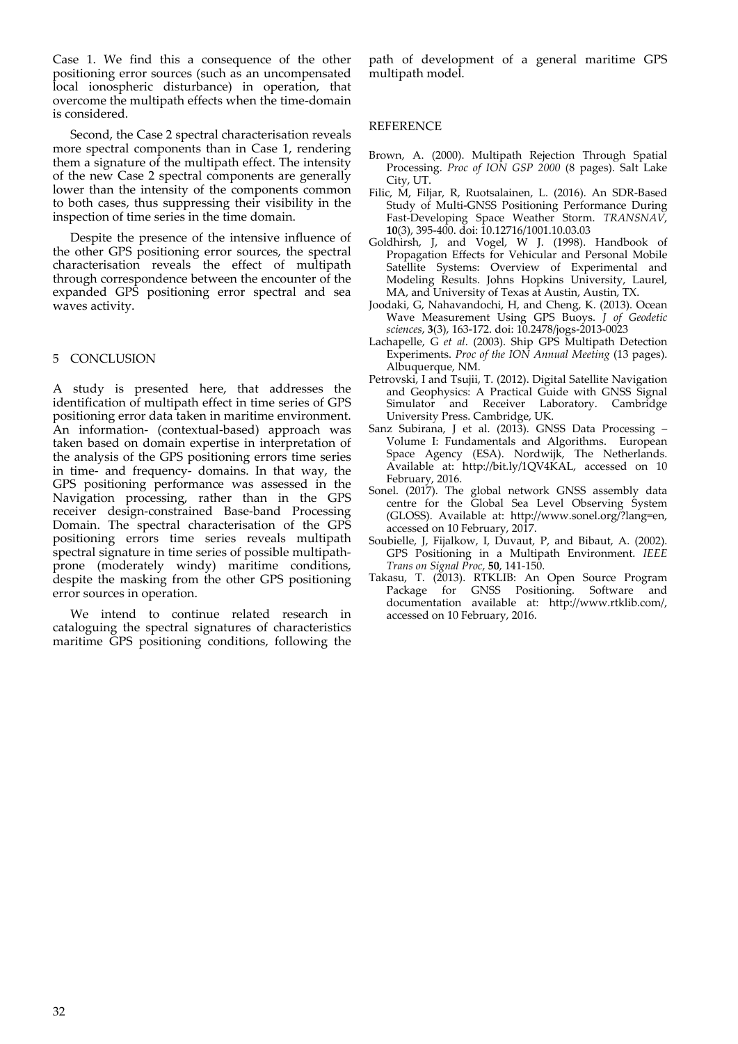Case 1. We find this a consequence of the other positioning error sources (such as an uncompensated local ionospheric disturbance) in operation, that overcome the multipath effects when the time-domain is considered.

Second, the Case 2 spectral characterisation reveals more spectral components than in Case 1, rendering them a signature of the multipath effect. The intensity of the new Case 2 spectral components are generally lower than the intensity of the components common to both cases, thus suppressing their visibility in the inspection of time series in the time domain.

Despite the presence of the intensive influence of the other GPS positioning error sources, the spectral characterisation reveals the effect of multipath through correspondence between the encounter of the expanded GPS positioning error spectral and sea waves activity.

## 5 CONCLUSION

A study is presented here, that addresses the identification of multipath effect in time series of GPS positioning error data taken in maritime environment. An information- (contextual-based) approach was taken based on domain expertise in interpretation of the analysis of the GPS positioning errors time series in time- and frequency- domains. In that way, the GPS positioning performance was assessed in the Navigation processing, rather than in the GPS receiver design-constrained Base-band Processing Domain. The spectral characterisation of the GPS positioning errors time series reveals multipath spectral signature in time series of possible multipath-prone (moderately windy) maritime conditions, despite the masking from the other GPS positioning error sources in operation.

We intend to continue related research in cataloguing the spectral signatures of characteristics maritime GPS positioning conditions, following the path of development of a general maritime GPS multipath model.

## REFERENCE

Brown, A. (2000). Multipath Rejection Through Spatial Processing. *Proc of ION GSP 2000* (8 pages). Salt Lake City, UT.

Filic, M, Filjar, R, Ruotsalainen, L. (2016). An SDR-Based Study of Multi-GNSS Positioning Performance During Fast-Developing Space Weather Storm. *TRANSNAV*, **10**(3), 395-400. doi: 10.12716/1001.10.03.03

Goldhirsh, J, and Vogel, W J. (1998). Handbook of Propagation Effects for Vehicular and Personal Mobile Satellite Systems: Overview of Experimental and Modeling Results. Johns Hopkins University, Laurel, MA, and University of Texas at Austin, Austin, TX.

Joodaki, G, Nahavandochi, H, and Cheng, K. (2013). Ocean Wave Measurement Using GPS Buoys. *J of Geodetic sciences*, **3**(3), 163-172. doi: 10.2478/jogs-2013-0023

Lachapelle, G *et al*. (2003). Ship GPS Multipath Detection Experiments. *Proc of the ION Annual Meeting* (13 pages). Albuquerque, NM.

Petrovski, I and Tsujii, T. (2012). Digital Satellite Navigation and Geophysics: A Practical Guide with GNSS Signal Simulator and Receiver Laboratory. Cambridge University Press. Cambridge, UK.

Sanz Subirana, J et al. (2013). GNSS Data Processing – Volume I: Fundamentals and Algorithms. European Space Agency (ESA). Nordwijk, The Netherlands. Available at: http://bit.ly/1QV4KAL, accessed on 10 February, 2016.

Sonel. (2017). The global network GNSS assembly data centre for the Global Sea Level Observing System (GLOSS). Available at: http://www.sonel.org/?lang=en, accessed on 10 February, 2017.

Soubielle, J, Fijalkow, I, Duvaut, P, and Bibaut, A. (2002). GPS Positioning in a Multipath Environment. *IEEE Trans on Signal Proc*, **50**, 141-150.

Takasu, T. (2013). RTKLIB: An Open Source Program Package for GNSS Positioning. Software and documentation available at: http://www.rtklib.com/, accessed on 10 February, 2016.